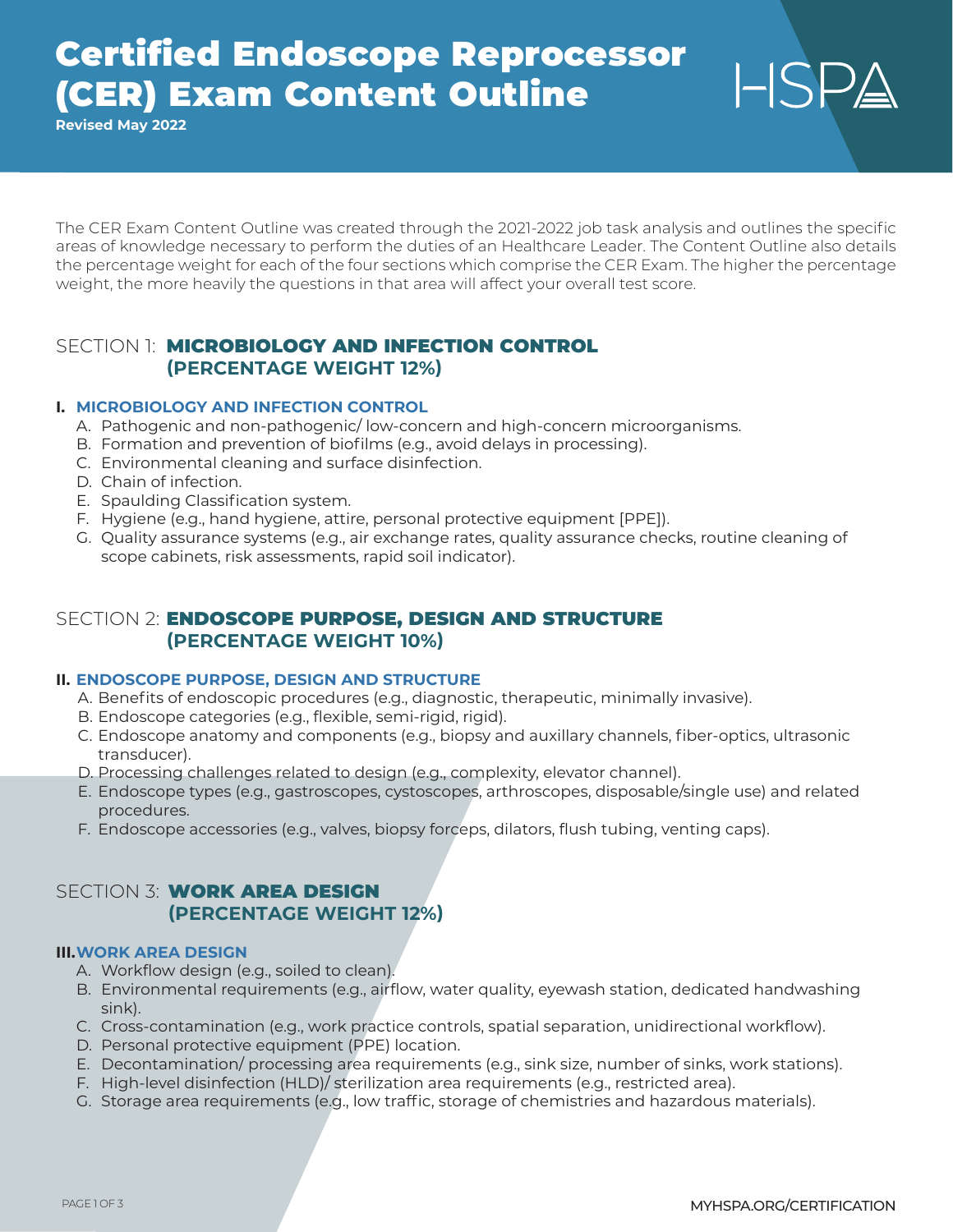# Certified Endoscope Reprocessor (CER) Exam Content Outline

**Revised May 2022**

HSPA

The CER Exam Content Outline was created through the 2021-2022 job task analysis and outlines the specific areas of knowledge necessary to perform the duties of an Healthcare Leader. The Content Outline also details the percentage weight for each of the four sections which comprise the CER Exam. The higher the percentage weight, the more heavily the questions in that area will affect your overall test score.

## SECTION 1: MICROBIOLOGY AND INFECTION CONTROL (PERCENTAGE WEIGHT 12%)

### I. MICROBIOLOGY AND INFECTION CONTROL

A. Pathogenic and non-pathogenic/ low-concern and high-concern microorganisms.
B. Formation and prevention of biofilms (e.g., avoid delays in processing).
C. Environmental cleaning and surface disinfection.
D. Chain of infection.
E. Spaulding Classification system.
F. Hygiene (e.g., hand hygiene, attire, personal protective equipment [PPE]).
G. Quality assurance systems (e.g., air exchange rates, quality assurance checks, routine cleaning of scope cabinets, risk assessments, rapid soil indicator).

## SECTION 2: ENDOSCOPE PURPOSE, DESIGN AND STRUCTURE (PERCENTAGE WEIGHT 10%)

### II. ENDOSCOPE PURPOSE, DESIGN AND STRUCTURE

A. Benefits of endoscopic procedures (e.g., diagnostic, therapeutic, minimally invasive).
B. Endoscope categories (e.g., flexible, semi-rigid, rigid).
C. Endoscope anatomy and components (e.g., biopsy and auxillary channels, fiber-optics, ultrasonic transducer).
D. Processing challenges related to design (e.g., complexity, elevator channel).
E. Endoscope types (e.g., gastroscopes, cystoscopes, arthroscopes, disposable/single use) and related procedures.
F. Endoscope accessories (e.g., valves, biopsy forceps, dilators, flush tubing, venting caps).

## SECTION 3: WORK AREA DESIGN (PERCENTAGE WEIGHT 12%)

### III. WORK AREA DESIGN

A. Workflow design (e.g., soiled to clean).
B. Environmental requirements (e.g., airflow, water quality, eyewash station, dedicated handwashing sink).
C. Cross-contamination (e.g., work practice controls, spatial separation, unidirectional workflow).
D. Personal protective equipment (PPE) location.
E. Decontamination/ processing area requirements (e.g., sink size, number of sinks, work stations).
F. High-level disinfection (HLD)/ sterilization area requirements (e.g., restricted area).
G. Storage area requirements (e.g., low traffic, storage of chemistries and hazardous materials).

MYHSPA.ORG/CERTIFICATION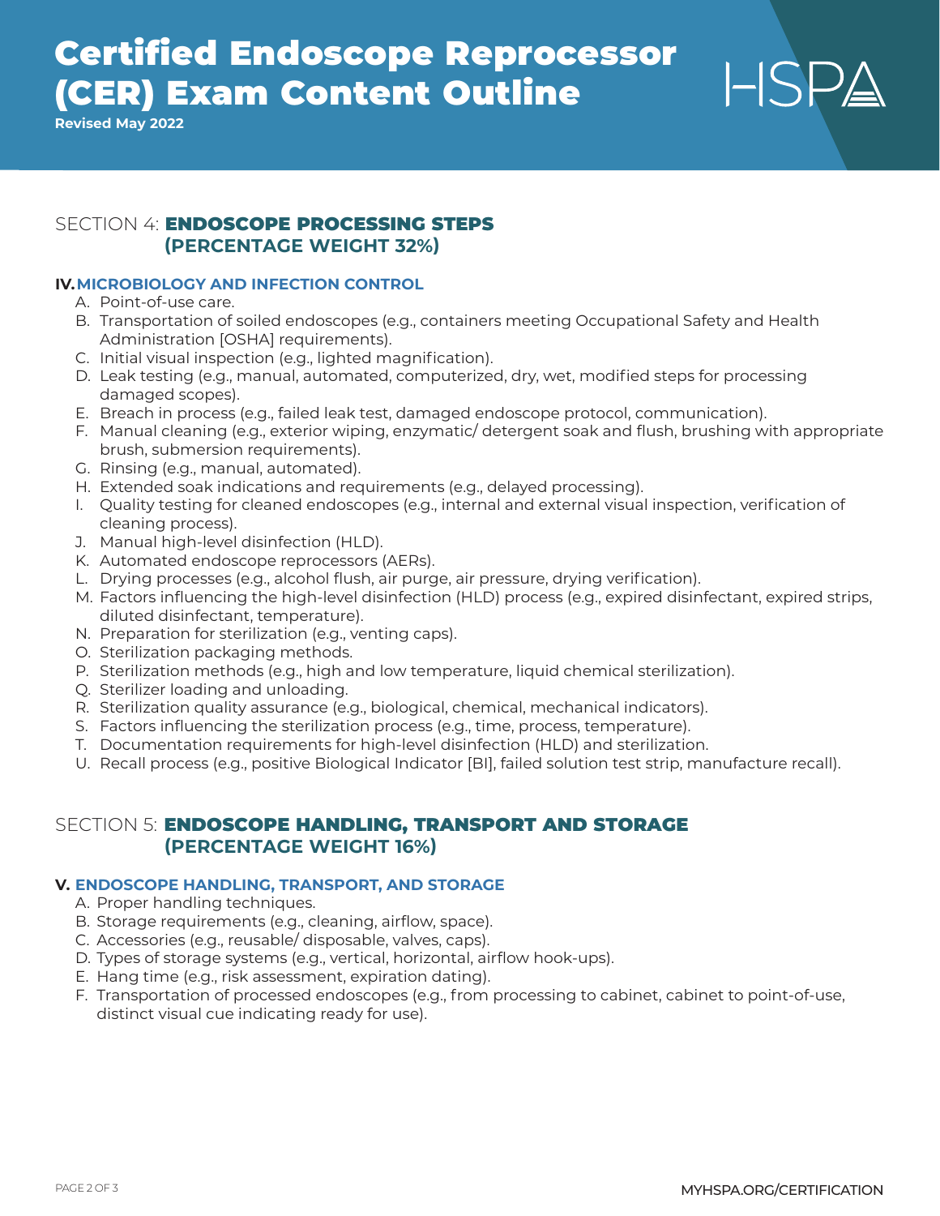# Certified Endoscope Reprocessor (CER) Exam Content Outline

**Revised May 2022**

## SECTION 4: **ENDOSCOPE PROCESSING STEPS (PERCENTAGE WEIGHT 32%)**

### IV. MICROBIOLOGY AND INFECTION CONTROL

A. Point-of-use care.
B. Transportation of soiled endoscopes (e.g., containers meeting Occupational Safety and Health Administration [OSHA] requirements).
C. Initial visual inspection (e.g., lighted magnification).
D. Leak testing (e.g., manual, automated, computerized, dry, wet, modified steps for processing damaged scopes).
E. Breach in process (e.g., failed leak test, damaged endoscope protocol, communication).
F. Manual cleaning (e.g., exterior wiping, enzymatic/ detergent soak and flush, brushing with appropriate brush, submersion requirements).
G. Rinsing (e.g., manual, automated).
H. Extended soak indications and requirements (e.g., delayed processing).
I. Quality testing for cleaned endoscopes (e.g., internal and external visual inspection, verification of cleaning process).
J. Manual high-level disinfection (HLD).
K. Automated endoscope reprocessors (AERs).
L. Drying processes (e.g., alcohol flush, air purge, air pressure, drying verification).
M. Factors influencing the high-level disinfection (HLD) process (e.g., expired disinfectant, expired strips, diluted disinfectant, temperature).
N. Preparation for sterilization (e.g., venting caps).
O. Sterilization packaging methods.
P. Sterilization methods (e.g., high and low temperature, liquid chemical sterilization).
Q. Sterilizer loading and unloading.
R. Sterilization quality assurance (e.g., biological, chemical, mechanical indicators).
S. Factors influencing the sterilization process (e.g., time, process, temperature).
T. Documentation requirements for high-level disinfection (HLD) and sterilization.
U. Recall process (e.g., positive Biological Indicator [BI], failed solution test strip, manufacture recall).

## SECTION 5: **ENDOSCOPE HANDLING, TRANSPORT AND STORAGE (PERCENTAGE WEIGHT 16%)**

### V. ENDOSCOPE HANDLING, TRANSPORT, AND STORAGE

A. Proper handling techniques.
B. Storage requirements (e.g., cleaning, airflow, space).
C. Accessories (e.g., reusable/ disposable, valves, caps).
D. Types of storage systems (e.g., vertical, horizontal, airflow hook-ups).
E. Hang time (e.g., risk assessment, expiration dating).
F. Transportation of processed endoscopes (e.g., from processing to cabinet, cabinet to point-of-use, distinct visual cue indicating ready for use).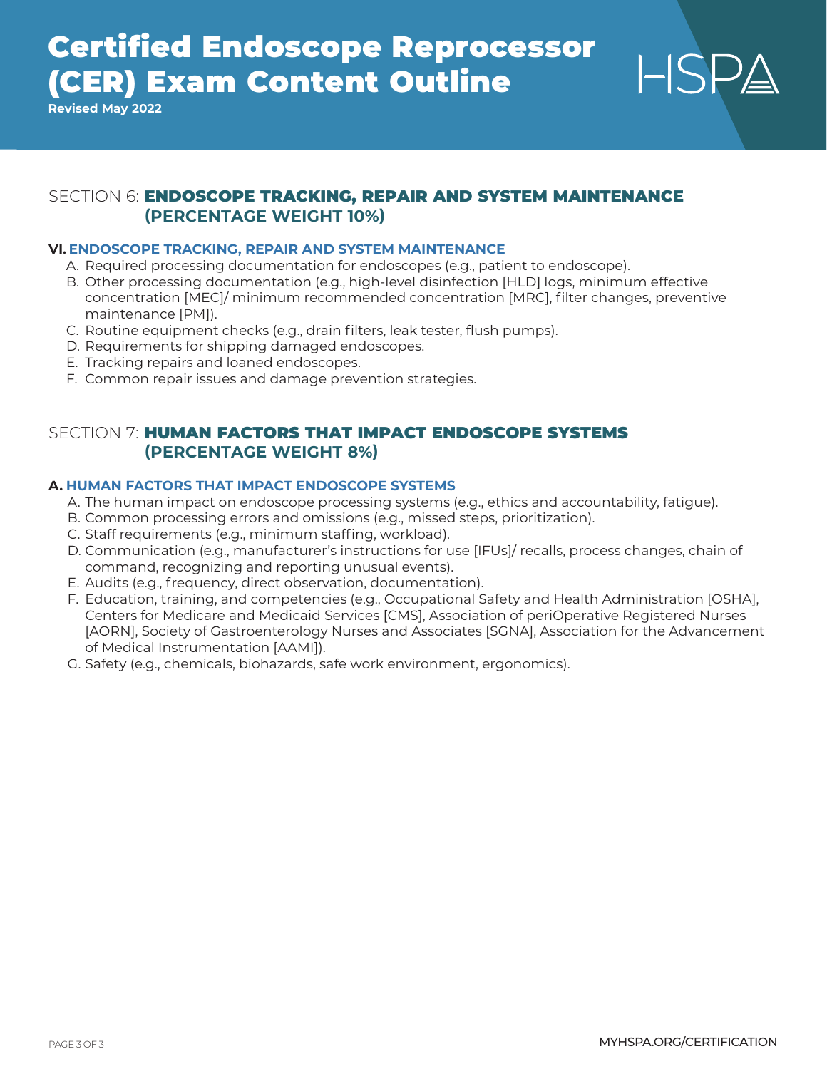# Certified Endoscope Reprocessor (CER) Exam Content Outline

**Revised May 2022**

HSPA

## SECTION 6: ENDOSCOPE TRACKING, REPAIR AND SYSTEM MAINTENANCE (PERCENTAGE WEIGHT 10%)

**VI. ENDOSCOPE TRACKING, REPAIR AND SYSTEM MAINTENANCE**

A. Required processing documentation for endoscopes (e.g., patient to endoscope).
B. Other processing documentation (e.g., high-level disinfection [HLD] logs, minimum effective concentration [MEC]/ minimum recommended concentration [MRC], filter changes, preventive maintenance [PM]).
C. Routine equipment checks (e.g., drain filters, leak tester, flush pumps).
D. Requirements for shipping damaged endoscopes.
E. Tracking repairs and loaned endoscopes.
F. Common repair issues and damage prevention strategies.

## SECTION 7: HUMAN FACTORS THAT IMPACT ENDOSCOPE SYSTEMS (PERCENTAGE WEIGHT 8%)

**A. HUMAN FACTORS THAT IMPACT ENDOSCOPE SYSTEMS**

A. The human impact on endoscope processing systems (e.g., ethics and accountability, fatigue).
B. Common processing errors and omissions (e.g., missed steps, prioritization).
C. Staff requirements (e.g., minimum staffing, workload).
D. Communication (e.g., manufacturer's instructions for use [IFUs]/ recalls, process changes, chain of command, recognizing and reporting unusual events).
E. Audits (e.g., frequency, direct observation, documentation).
F. Education, training, and competencies (e.g., Occupational Safety and Health Administration [OSHA], Centers for Medicare and Medicaid Services [CMS], Association of periOperative Registered Nurses [AORN], Society of Gastroenterology Nurses and Associates [SGNA], Association for the Advancement of Medical Instrumentation [AAMI]).
G. Safety (e.g., chemicals, biohazards, safe work environment, ergonomics).

MYHSPA.ORG/CERTIFICATION